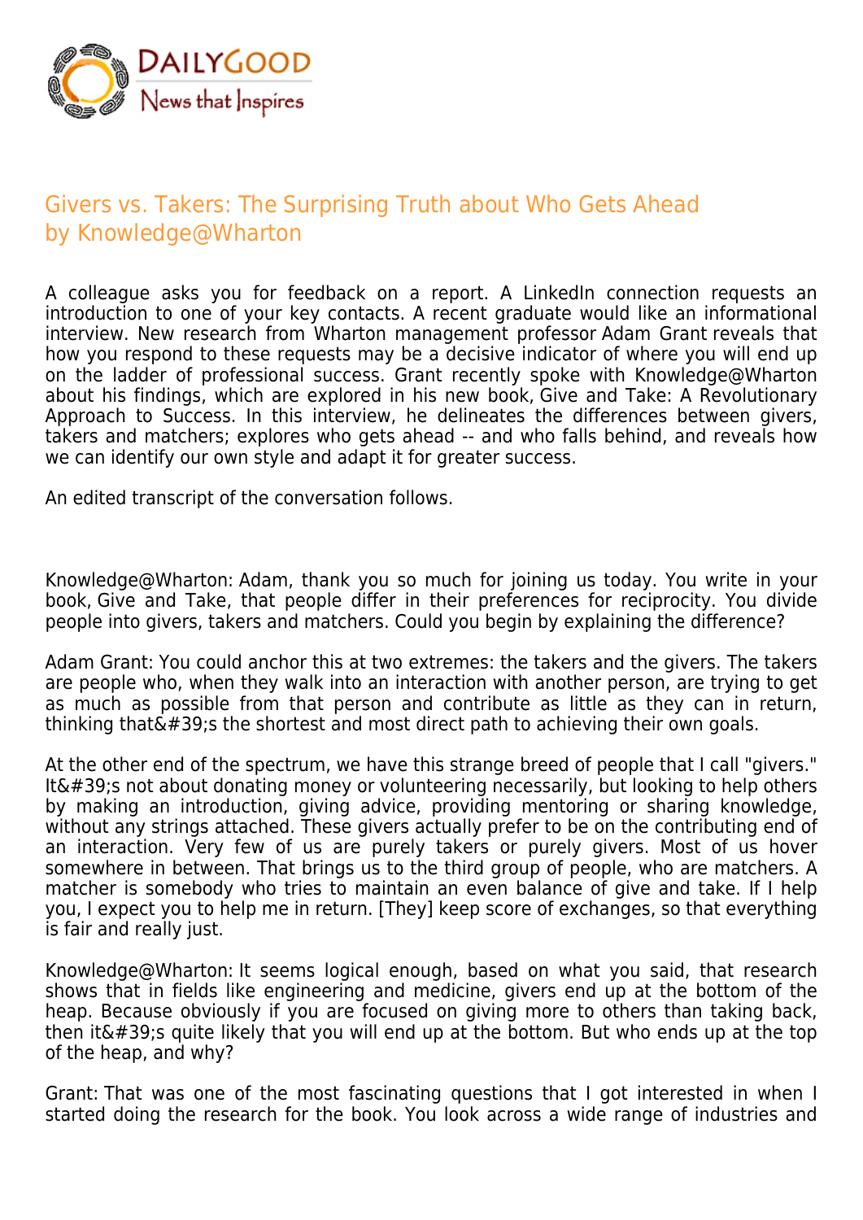# Givers vs. Takers: The Surprising Truth about Who Gets Ahead
by Knowledge@Wharton

A colleague asks you for feedback on a report. A LinkedIn connection requests an introduction to one of your key contacts. A recent graduate would like an informational interview. New research from Wharton management professor Adam Grant reveals that how you respond to these requests may be a decisive indicator of where you will end up on the ladder of professional success. Grant recently spoke with Knowledge@Wharton about his findings, which are explored in his new book, Give and Take: A Revolutionary Approach to Success. In this interview, he delineates the differences between givers, takers and matchers; explores who gets ahead -- and who falls behind, and reveals how we can identify our own style and adapt it for greater success.

An edited transcript of the conversation follows.

Knowledge@Wharton: Adam, thank you so much for joining us today. You write in your book, Give and Take, that people differ in their preferences for reciprocity. You divide people into givers, takers and matchers. Could you begin by explaining the difference?

Adam Grant: You could anchor this at two extremes: the takers and the givers. The takers are people who, when they walk into an interaction with another person, are trying to get as much as possible from that person and contribute as little as they can in return, thinking that&#39;s the shortest and most direct path to achieving their own goals.

At the other end of the spectrum, we have this strange breed of people that I call "givers." It&#39;s not about donating money or volunteering necessarily, but looking to help others by making an introduction, giving advice, providing mentoring or sharing knowledge, without any strings attached. These givers actually prefer to be on the contributing end of an interaction. Very few of us are purely takers or purely givers. Most of us hover somewhere in between. That brings us to the third group of people, who are matchers. A matcher is somebody who tries to maintain an even balance of give and take. If I help you, I expect you to help me in return. [They] keep score of exchanges, so that everything is fair and really just.

Knowledge@Wharton: It seems logical enough, based on what you said, that research shows that in fields like engineering and medicine, givers end up at the bottom of the heap. Because obviously if you are focused on giving more to others than taking back, then it&#39;s quite likely that you will end up at the bottom. But who ends up at the top of the heap, and why?

Grant: That was one of the most fascinating questions that I got interested in when I started doing the research for the book. You look across a wide range of industries and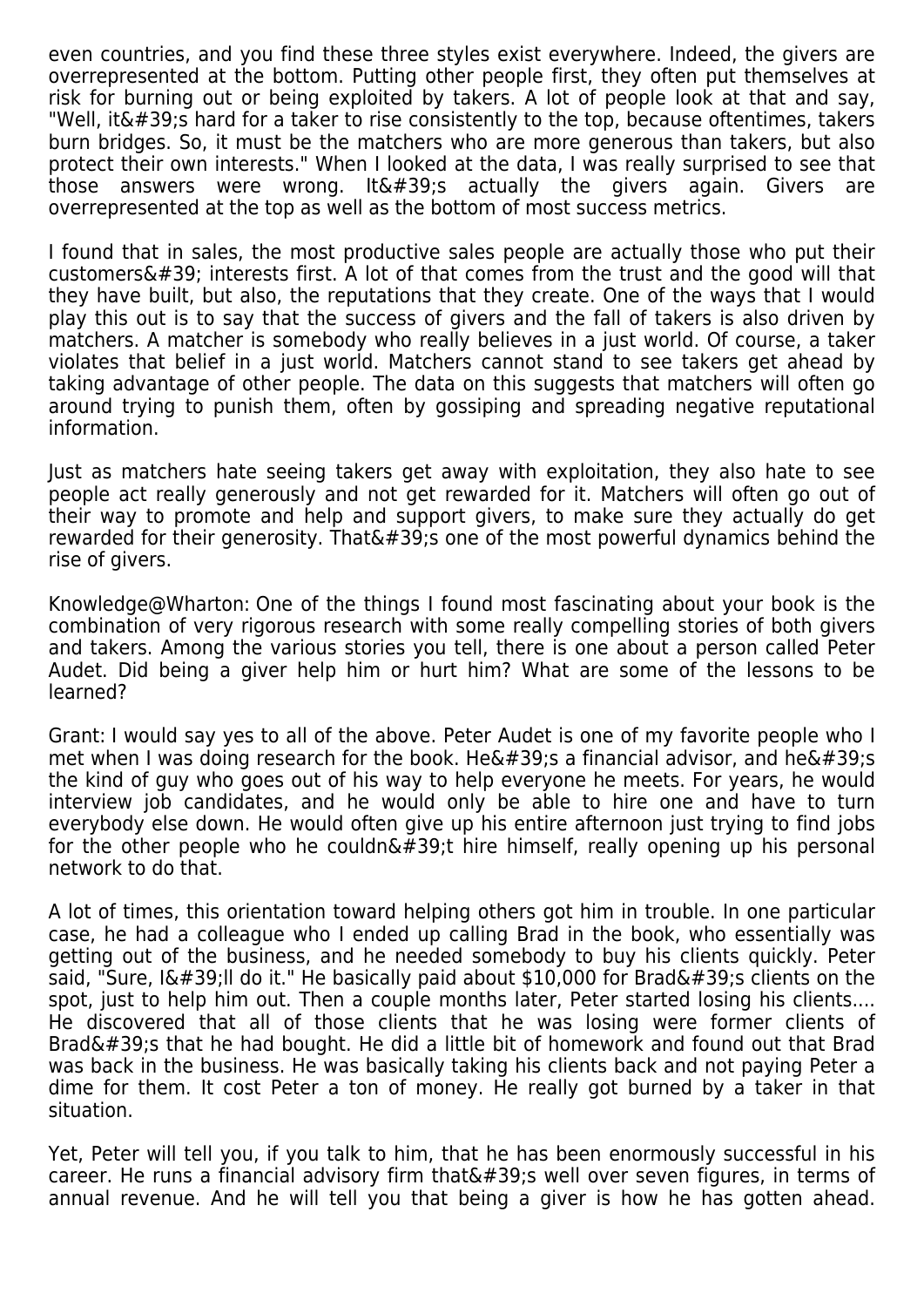even countries, and you find these three styles exist everywhere. Indeed, the givers are overrepresented at the bottom. Putting other people first, they often put themselves at risk for burning out or being exploited by takers. A lot of people look at that and say, "Well, it&#39;s hard for a taker to rise consistently to the top, because oftentimes, takers burn bridges. So, it must be the matchers who are more generous than takers, but also protect their own interests." When I looked at the data, I was really surprised to see that those answers were wrong. It&#39;s actually the givers again. Givers are overrepresented at the top as well as the bottom of most success metrics.

I found that in sales, the most productive sales people are actually those who put their customers&#39; interests first. A lot of that comes from the trust and the good will that they have built, but also, the reputations that they create. One of the ways that I would play this out is to say that the success of givers and the fall of takers is also driven by matchers. A matcher is somebody who really believes in a just world. Of course, a taker violates that belief in a just world. Matchers cannot stand to see takers get ahead by taking advantage of other people. The data on this suggests that matchers will often go around trying to punish them, often by gossiping and spreading negative reputational information.

Just as matchers hate seeing takers get away with exploitation, they also hate to see people act really generously and not get rewarded for it. Matchers will often go out of their way to promote and help and support givers, to make sure they actually do get rewarded for their generosity. That&#39;s one of the most powerful dynamics behind the rise of givers.

Knowledge@Wharton: One of the things I found most fascinating about your book is the combination of very rigorous research with some really compelling stories of both givers and takers. Among the various stories you tell, there is one about a person called Peter Audet. Did being a giver help him or hurt him? What are some of the lessons to be learned?

Grant: I would say yes to all of the above. Peter Audet is one of my favorite people who I met when I was doing research for the book. He&#39;s a financial advisor, and he&#39;s the kind of guy who goes out of his way to help everyone he meets. For years, he would interview job candidates, and he would only be able to hire one and have to turn everybody else down. He would often give up his entire afternoon just trying to find jobs for the other people who he couldn&#39;t hire himself, really opening up his personal network to do that.

A lot of times, this orientation toward helping others got him in trouble. In one particular case, he had a colleague who I ended up calling Brad in the book, who essentially was getting out of the business, and he needed somebody to buy his clients quickly. Peter said, "Sure, I&#39;ll do it." He basically paid about $10,000 for Brad&#39;s clients on the spot, just to help him out. Then a couple months later, Peter started losing his clients.... He discovered that all of those clients that he was losing were former clients of Brad&#39;s that he had bought. He did a little bit of homework and found out that Brad was back in the business. He was basically taking his clients back and not paying Peter a dime for them. It cost Peter a ton of money. He really got burned by a taker in that situation.

Yet, Peter will tell you, if you talk to him, that he has been enormously successful in his career. He runs a financial advisory firm that&#39;s well over seven figures, in terms of annual revenue. And he will tell you that being a giver is how he has gotten ahead.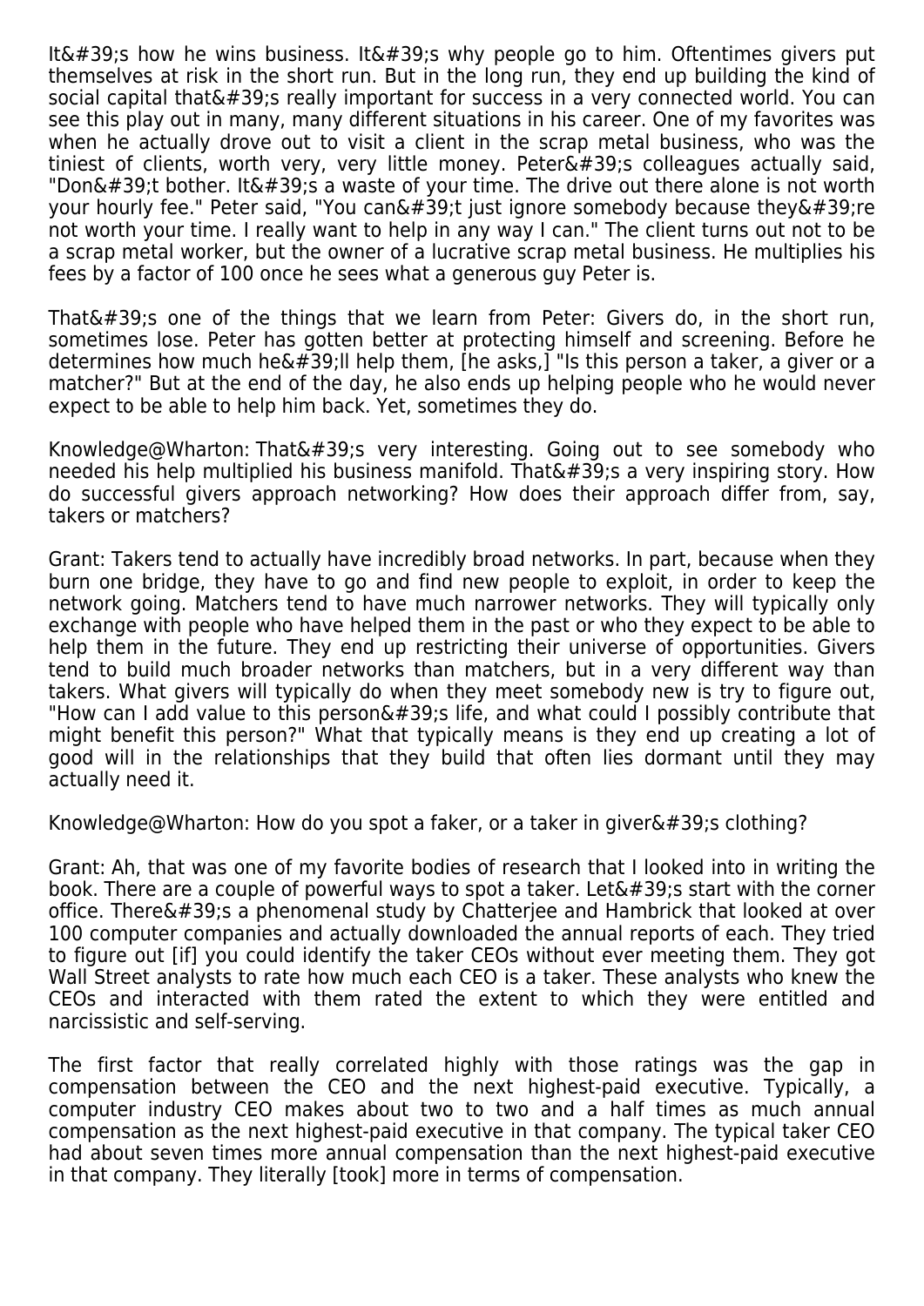It&#39;s how he wins business. It&#39;s why people go to him. Oftentimes givers put themselves at risk in the short run. But in the long run, they end up building the kind of social capital that&#39;s really important for success in a very connected world. You can see this play out in many, many different situations in his career. One of my favorites was when he actually drove out to visit a client in the scrap metal business, who was the tiniest of clients, worth very, very little money. Peter&#39;s colleagues actually said, "Don&#39;t bother. It&#39;s a waste of your time. The drive out there alone is not worth your hourly fee." Peter said, "You can&#39;t just ignore somebody because they&#39;re not worth your time. I really want to help in any way I can." The client turns out not to be a scrap metal worker, but the owner of a lucrative scrap metal business. He multiplies his fees by a factor of 100 once he sees what a generous guy Peter is.

That&#39;s one of the things that we learn from Peter: Givers do, in the short run, sometimes lose. Peter has gotten better at protecting himself and screening. Before he determines how much he&#39;ll help them, [he asks,] "Is this person a taker, a giver or a matcher?" But at the end of the day, he also ends up helping people who he would never expect to be able to help him back. Yet, sometimes they do.

Knowledge@Wharton: That&#39;s very interesting. Going out to see somebody who needed his help multiplied his business manifold. That&#39;s a very inspiring story. How do successful givers approach networking? How does their approach differ from, say, takers or matchers?

Grant: Takers tend to actually have incredibly broad networks. In part, because when they burn one bridge, they have to go and find new people to exploit, in order to keep the network going. Matchers tend to have much narrower networks. They will typically only exchange with people who have helped them in the past or who they expect to be able to help them in the future. They end up restricting their universe of opportunities. Givers tend to build much broader networks than matchers, but in a very different way than takers. What givers will typically do when they meet somebody new is try to figure out, "How can I add value to this person&#39;s life, and what could I possibly contribute that might benefit this person?" What that typically means is they end up creating a lot of good will in the relationships that they build that often lies dormant until they may actually need it.

Knowledge@Wharton: How do you spot a faker, or a taker in giver&#39;s clothing?

Grant: Ah, that was one of my favorite bodies of research that I looked into in writing the book. There are a couple of powerful ways to spot a taker. Let&#39;s start with the corner office. There&#39;s a phenomenal study by Chatterjee and Hambrick that looked at over 100 computer companies and actually downloaded the annual reports of each. They tried to figure out [if] you could identify the taker CEOs without ever meeting them. They got Wall Street analysts to rate how much each CEO is a taker. These analysts who knew the CEOs and interacted with them rated the extent to which they were entitled and narcissistic and self-serving.

The first factor that really correlated highly with those ratings was the gap in compensation between the CEO and the next highest-paid executive. Typically, a computer industry CEO makes about two to two and a half times as much annual compensation as the next highest-paid executive in that company. The typical taker CEO had about seven times more annual compensation than the next highest-paid executive in that company. They literally [took] more in terms of compensation.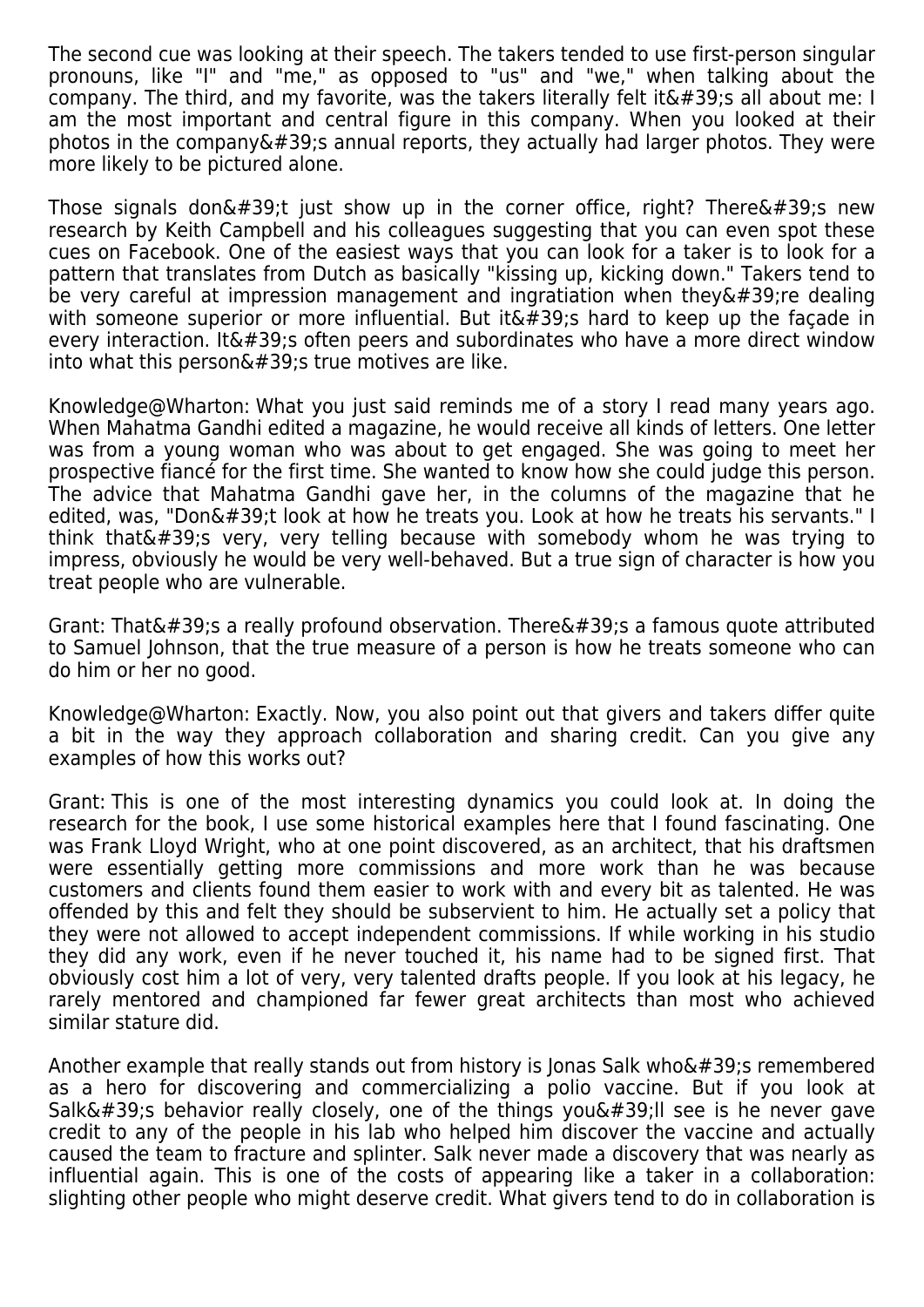The second cue was looking at their speech. The takers tended to use first-person singular pronouns, like "I" and "me," as opposed to "us" and "we," when talking about the company. The third, and my favorite, was the takers literally felt it&#39;s all about me: I am the most important and central figure in this company. When you looked at their photos in the company&#39;s annual reports, they actually had larger photos. They were more likely to be pictured alone.

Those signals don&#39;t just show up in the corner office, right? There&#39;s new research by Keith Campbell and his colleagues suggesting that you can even spot these cues on Facebook. One of the easiest ways that you can look for a taker is to look for a pattern that translates from Dutch as basically "kissing up, kicking down." Takers tend to be very careful at impression management and ingratiation when they&#39;re dealing with someone superior or more influential. But it&#39;s hard to keep up the façade in every interaction. It&#39;s often peers and subordinates who have a more direct window into what this person&#39;s true motives are like.

Knowledge@Wharton: What you just said reminds me of a story I read many years ago. When Mahatma Gandhi edited a magazine, he would receive all kinds of letters. One letter was from a young woman who was about to get engaged. She was going to meet her prospective fiancé for the first time. She wanted to know how she could judge this person. The advice that Mahatma Gandhi gave her, in the columns of the magazine that he edited, was, "Don&#39;t look at how he treats you. Look at how he treats his servants." I think that&#39;s very, very telling because with somebody whom he was trying to impress, obviously he would be very well-behaved. But a true sign of character is how you treat people who are vulnerable.

Grant: That&#39;s a really profound observation. There&#39;s a famous quote attributed to Samuel Johnson, that the true measure of a person is how he treats someone who can do him or her no good.

Knowledge@Wharton: Exactly. Now, you also point out that givers and takers differ quite a bit in the way they approach collaboration and sharing credit. Can you give any examples of how this works out?

Grant: This is one of the most interesting dynamics you could look at. In doing the research for the book, I use some historical examples here that I found fascinating. One was Frank Lloyd Wright, who at one point discovered, as an architect, that his draftsmen were essentially getting more commissions and more work than he was because customers and clients found them easier to work with and every bit as talented. He was offended by this and felt they should be subservient to him. He actually set a policy that they were not allowed to accept independent commissions. If while working in his studio they did any work, even if he never touched it, his name had to be signed first. That obviously cost him a lot of very, very talented drafts people. If you look at his legacy, he rarely mentored and championed far fewer great architects than most who achieved similar stature did.

Another example that really stands out from history is Jonas Salk who&#39;s remembered as a hero for discovering and commercializing a polio vaccine. But if you look at Salk&#39;s behavior really closely, one of the things you&#39;ll see is he never gave credit to any of the people in his lab who helped him discover the vaccine and actually caused the team to fracture and splinter. Salk never made a discovery that was nearly as influential again. This is one of the costs of appearing like a taker in a collaboration: slighting other people who might deserve credit. What givers tend to do in collaboration is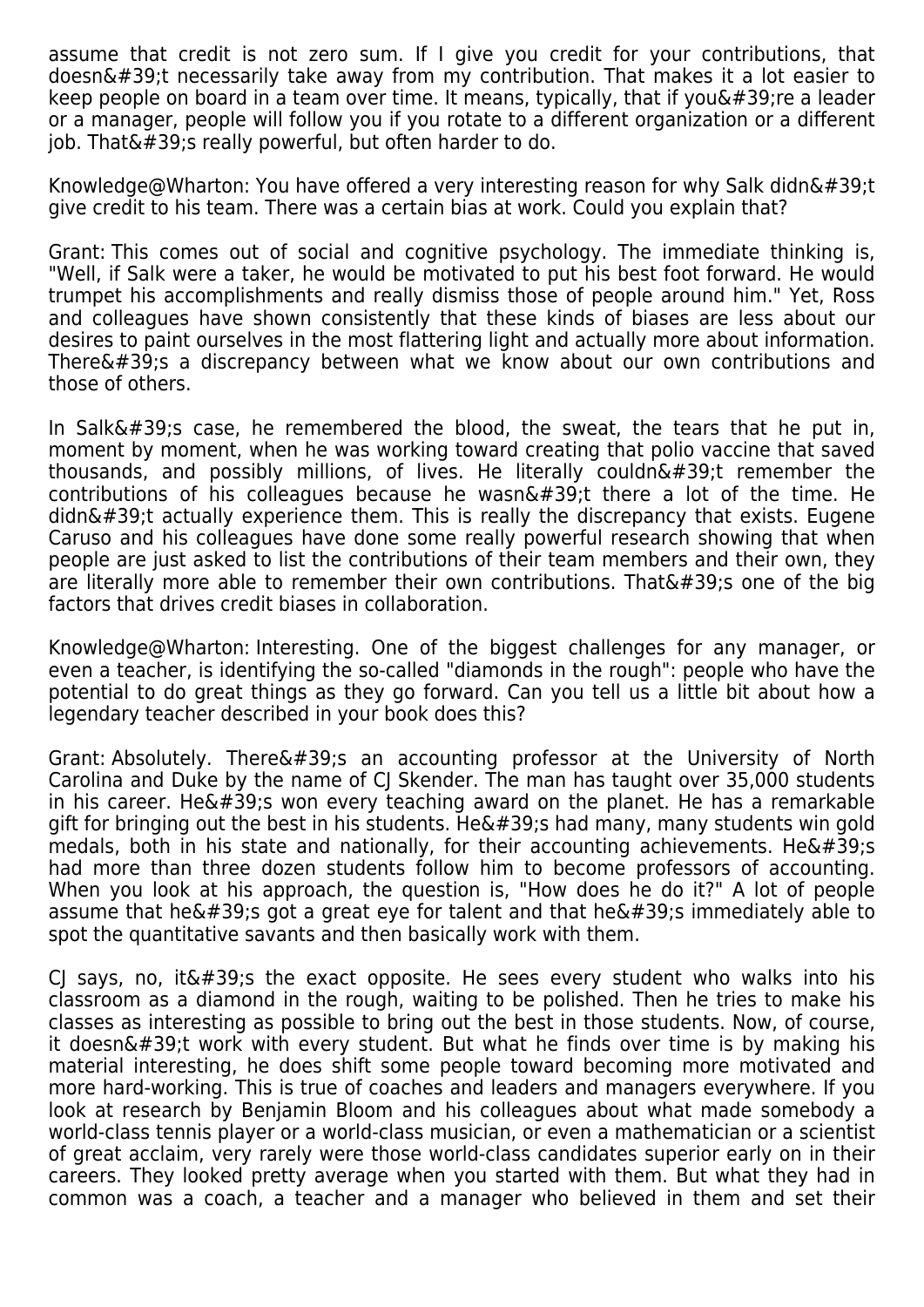assume that credit is not zero sum. If I give you credit for your contributions, that doesn&#39;t necessarily take away from my contribution. That makes it a lot easier to keep people on board in a team over time. It means, typically, that if you&#39;re a leader or a manager, people will follow you if you rotate to a different organization or a different job. That&#39;s really powerful, but often harder to do.

Knowledge@Wharton: You have offered a very interesting reason for why Salk didn&#39;t give credit to his team. There was a certain bias at work. Could you explain that?

Grant: This comes out of social and cognitive psychology. The immediate thinking is, "Well, if Salk were a taker, he would be motivated to put his best foot forward. He would trumpet his accomplishments and really dismiss those of people around him." Yet, Ross and colleagues have shown consistently that these kinds of biases are less about our desires to paint ourselves in the most flattering light and actually more about information. There&#39;s a discrepancy between what we know about our own contributions and those of others.

In Salk&#39;s case, he remembered the blood, the sweat, the tears that he put in, moment by moment, when he was working toward creating that polio vaccine that saved thousands, and possibly millions, of lives. He literally couldn&#39;t remember the contributions of his colleagues because he wasn&#39;t there a lot of the time. He didn&#39;t actually experience them. This is really the discrepancy that exists. Eugene Caruso and his colleagues have done some really powerful research showing that when people are just asked to list the contributions of their team members and their own, they are literally more able to remember their own contributions. That&#39;s one of the big factors that drives credit biases in collaboration.

Knowledge@Wharton: Interesting. One of the biggest challenges for any manager, or even a teacher, is identifying the so-called "diamonds in the rough": people who have the potential to do great things as they go forward. Can you tell us a little bit about how a legendary teacher described in your book does this?

Grant: Absolutely. There&#39;s an accounting professor at the University of North Carolina and Duke by the name of CJ Skender. The man has taught over 35,000 students in his career. He&#39;s won every teaching award on the planet. He has a remarkable gift for bringing out the best in his students. He&#39;s had many, many students win gold medals, both in his state and nationally, for their accounting achievements. He&#39;s had more than three dozen students follow him to become professors of accounting. When you look at his approach, the question is, "How does he do it?" A lot of people assume that he&#39;s got a great eye for talent and that he&#39;s immediately able to spot the quantitative savants and then basically work with them.

CJ says, no, it&#39;s the exact opposite. He sees every student who walks into his classroom as a diamond in the rough, waiting to be polished. Then he tries to make his classes as interesting as possible to bring out the best in those students. Now, of course, it doesn&#39;t work with every student. But what he finds over time is by making his material interesting, he does shift some people toward becoming more motivated and more hard-working. This is true of coaches and leaders and managers everywhere. If you look at research by Benjamin Bloom and his colleagues about what made somebody a world-class tennis player or a world-class musician, or even a mathematician or a scientist of great acclaim, very rarely were those world-class candidates superior early on in their careers. They looked pretty average when you started with them. But what they had in common was a coach, a teacher and a manager who believed in them and set their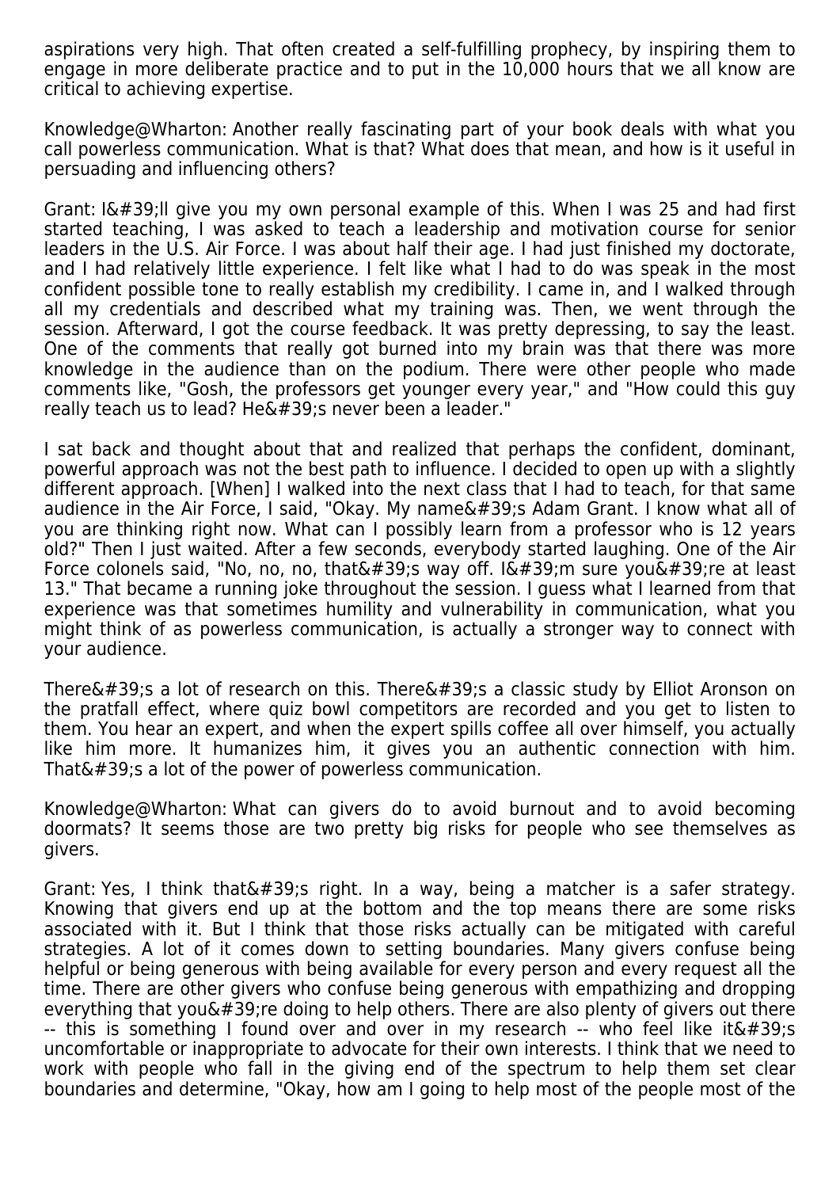aspirations very high. That often created a self-fulfilling prophecy, by inspiring them to engage in more deliberate practice and to put in the 10,000 hours that we all know are critical to achieving expertise.

Knowledge@Wharton: Another really fascinating part of your book deals with what you call powerless communication. What is that? What does that mean, and how is it useful in persuading and influencing others?

Grant: I&#39;ll give you my own personal example of this. When I was 25 and had first started teaching, I was asked to teach a leadership and motivation course for senior leaders in the U.S. Air Force. I was about half their age. I had just finished my doctorate, and I had relatively little experience. I felt like what I had to do was speak in the most confident possible tone to really establish my credibility. I came in, and I walked through all my credentials and described what my training was. Then, we went through the session. Afterward, I got the course feedback. It was pretty depressing, to say the least. One of the comments that really got burned into my brain was that there was more knowledge in the audience than on the podium. There were other people who made comments like, "Gosh, the professors get younger every year," and "How could this guy really teach us to lead? He&#39;s never been a leader."

I sat back and thought about that and realized that perhaps the confident, dominant, powerful approach was not the best path to influence. I decided to open up with a slightly different approach. [When] I walked into the next class that I had to teach, for that same audience in the Air Force, I said, "Okay. My name&#39;s Adam Grant. I know what all of you are thinking right now. What can I possibly learn from a professor who is 12 years old?" Then I just waited. After a few seconds, everybody started laughing. One of the Air Force colonels said, "No, no, no, that&#39;s way off. I&#39;m sure you&#39;re at least 13." That became a running joke throughout the session. I guess what I learned from that experience was that sometimes humility and vulnerability in communication, what you might think of as powerless communication, is actually a stronger way to connect with your audience.

There&#39;s a lot of research on this. There&#39;s a classic study by Elliot Aronson on the pratfall effect, where quiz bowl competitors are recorded and you get to listen to them. You hear an expert, and when the expert spills coffee all over himself, you actually like him more. It humanizes him, it gives you an authentic connection with him. That&#39;s a lot of the power of powerless communication.

Knowledge@Wharton: What can givers do to avoid burnout and to avoid becoming doormats? It seems those are two pretty big risks for people who see themselves as givers.

Grant: Yes, I think that&#39;s right. In a way, being a matcher is a safer strategy. Knowing that givers end up at the bottom and the top means there are some risks associated with it. But I think that those risks actually can be mitigated with careful strategies. A lot of it comes down to setting boundaries. Many givers confuse being helpful or being generous with being available for every person and every request all the time. There are other givers who confuse being generous with empathizing and dropping everything that you&#39;re doing to help others. There are also plenty of givers out there -- this is something I found over and over in my research -- who feel like it&#39;s uncomfortable or inappropriate to advocate for their own interests. I think that we need to work with people who fall in the giving end of the spectrum to help them set clear boundaries and determine, "Okay, how am I going to help most of the people most of the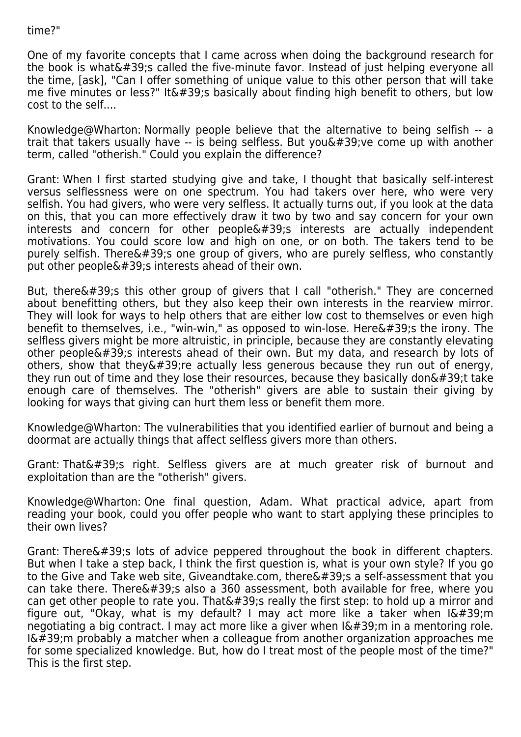time?"

One of my favorite concepts that I came across when doing the background research for the book is what&#39;s called the five-minute favor. Instead of just helping everyone all the time, [ask], "Can I offer something of unique value to this other person that will take me five minutes or less?" It&#39;s basically about finding high benefit to others, but low cost to the self....

Knowledge@Wharton: Normally people believe that the alternative to being selfish -- a trait that takers usually have -- is being selfless. But you&#39;ve come up with another term, called "otherish." Could you explain the difference?

Grant: When I first started studying give and take, I thought that basically self-interest versus selflessness were on one spectrum. You had takers over here, who were very selfish. You had givers, who were very selfless. It actually turns out, if you look at the data on this, that you can more effectively draw it two by two and say concern for your own interests and concern for other people&#39;s interests are actually independent motivations. You could score low and high on one, or on both. The takers tend to be purely selfish. There&#39;s one group of givers, who are purely selfless, who constantly put other people&#39;s interests ahead of their own.

But, there&#39;s this other group of givers that I call "otherish." They are concerned about benefitting others, but they also keep their own interests in the rearview mirror. They will look for ways to help others that are either low cost to themselves or even high benefit to themselves, i.e., "win-win," as opposed to win-lose. Here&#39;s the irony. The selfless givers might be more altruistic, in principle, because they are constantly elevating other people&#39;s interests ahead of their own. But my data, and research by lots of others, show that they&#39;re actually less generous because they run out of energy, they run out of time and they lose their resources, because they basically don&#39;t take enough care of themselves. The "otherish" givers are able to sustain their giving by looking for ways that giving can hurt them less or benefit them more.

Knowledge@Wharton: The vulnerabilities that you identified earlier of burnout and being a doormat are actually things that affect selfless givers more than others.

Grant: That&#39;s right. Selfless givers are at much greater risk of burnout and exploitation than are the "otherish" givers.

Knowledge@Wharton: One final question, Adam. What practical advice, apart from reading your book, could you offer people who want to start applying these principles to their own lives?

Grant: There&#39;s lots of advice peppered throughout the book in different chapters. But when I take a step back, I think the first question is, what is your own style? If you go to the Give and Take web site, Giveandtake.com, there&#39;s a self-assessment that you can take there. There&#39;s also a 360 assessment, both available for free, where you can get other people to rate you. That&#39;s really the first step: to hold up a mirror and figure out, "Okay, what is my default? I may act more like a taker when I&#39;m negotiating a big contract. I may act more like a giver when I&#39;m in a mentoring role. I&#39;m probably a matcher when a colleague from another organization approaches me for some specialized knowledge. But, how do I treat most of the people most of the time?" This is the first step.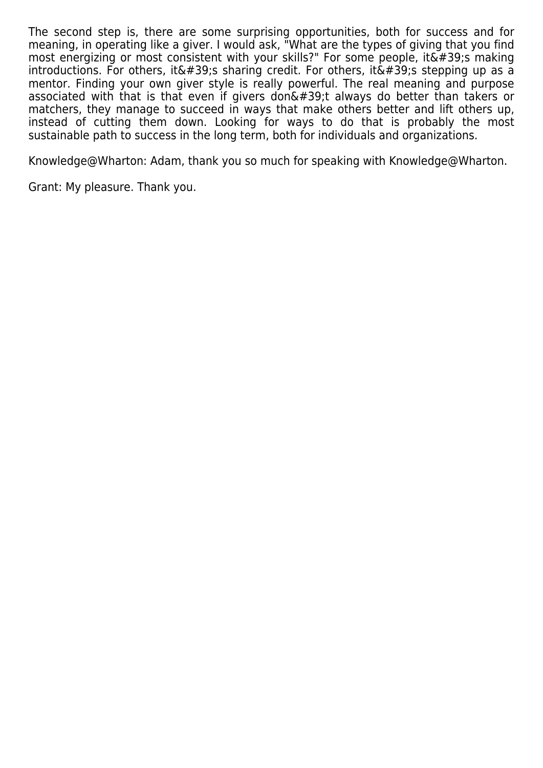The second step is, there are some surprising opportunities, both for success and for meaning, in operating like a giver. I would ask, "What are the types of giving that you find most energizing or most consistent with your skills?" For some people, it&#39;s making introductions. For others, it&#39;s sharing credit. For others, it&#39;s stepping up as a mentor. Finding your own giver style is really powerful. The real meaning and purpose associated with that is that even if givers don&#39;t always do better than takers or matchers, they manage to succeed in ways that make others better and lift others up, instead of cutting them down. Looking for ways to do that is probably the most sustainable path to success in the long term, both for individuals and organizations.

Knowledge@Wharton: Adam, thank you so much for speaking with Knowledge@Wharton.

Grant: My pleasure. Thank you.